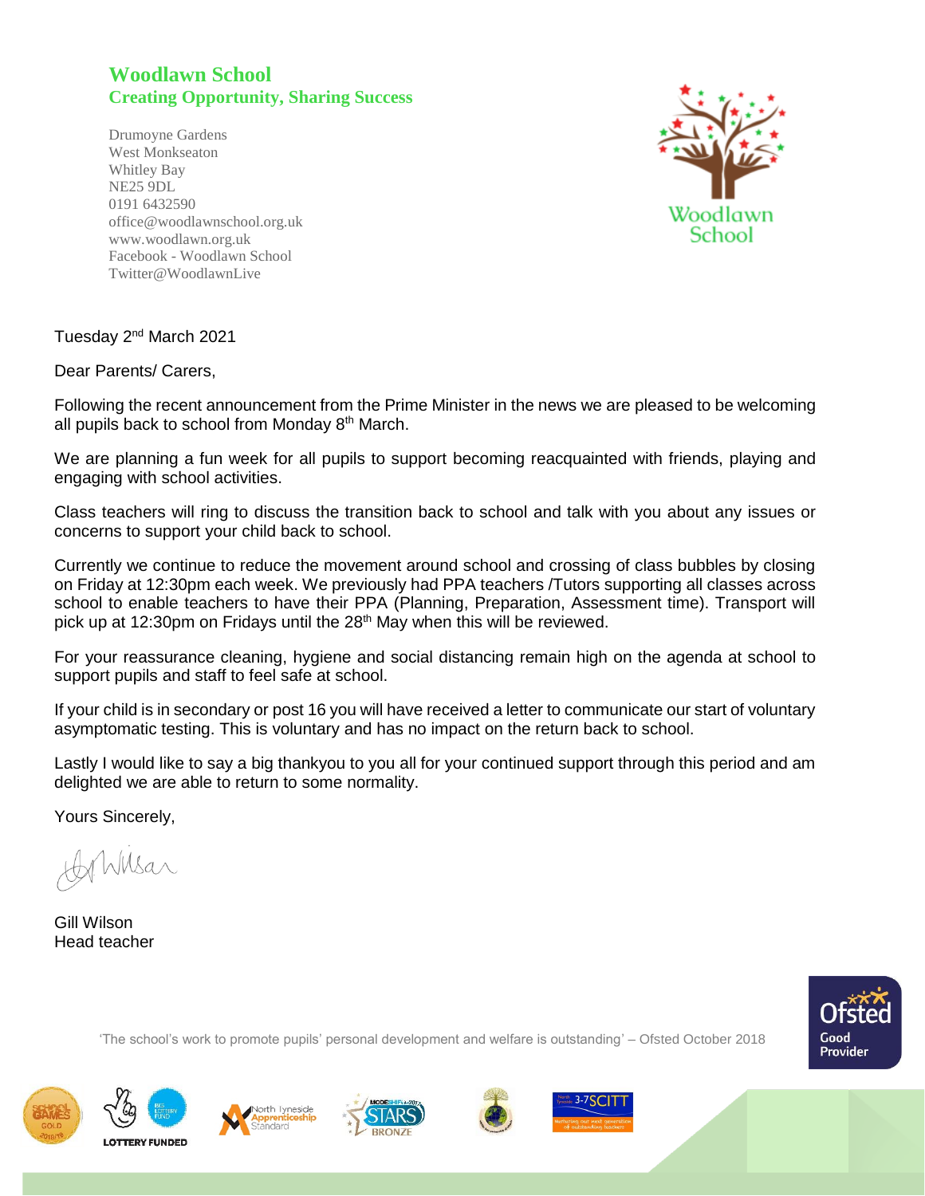# Woodlawn School

**Creating Opportunity, Sharing Success**

Drumoyne Gardens
West Monkseaton
Whitley Bay
NE25 9DL
0191 6432590
office@woodlawnschool.org.uk
www.woodlawn.org.uk
Facebook - Woodlawn School
Twitter@WoodlawnLive

Tuesday 2nd March 2021

Dear Parents/ Carers,

Following the recent announcement from the Prime Minister in the news we are pleased to be welcoming all pupils back to school from Monday 8th March.

We are planning a fun week for all pupils to support becoming reacquainted with friends, playing and engaging with school activities.

Class teachers will ring to discuss the transition back to school and talk with you about any issues or concerns to support your child back to school.

Currently we continue to reduce the movement around school and crossing of class bubbles by closing on Friday at 12:30pm each week. We previously had PPA teachers /Tutors supporting all classes across school to enable teachers to have their PPA (Planning, Preparation, Assessment time). Transport will pick up at 12:30pm on Fridays until the 28th May when this will be reviewed.

For your reassurance cleaning, hygiene and social distancing remain high on the agenda at school to support pupils and staff to feel safe at school.

If your child is in secondary or post 16 you will have received a letter to communicate our start of voluntary asymptomatic testing. This is voluntary and has no impact on the return back to school.

Lastly I would like to say a big thankyou to you all for your continued support through this period and am delighted we are able to return to some normality.

Yours Sincerely,

Gill Wilson
Head teacher

'The school's work to promote pupils' personal development and welfare is outstanding' – Ofsted October 2018